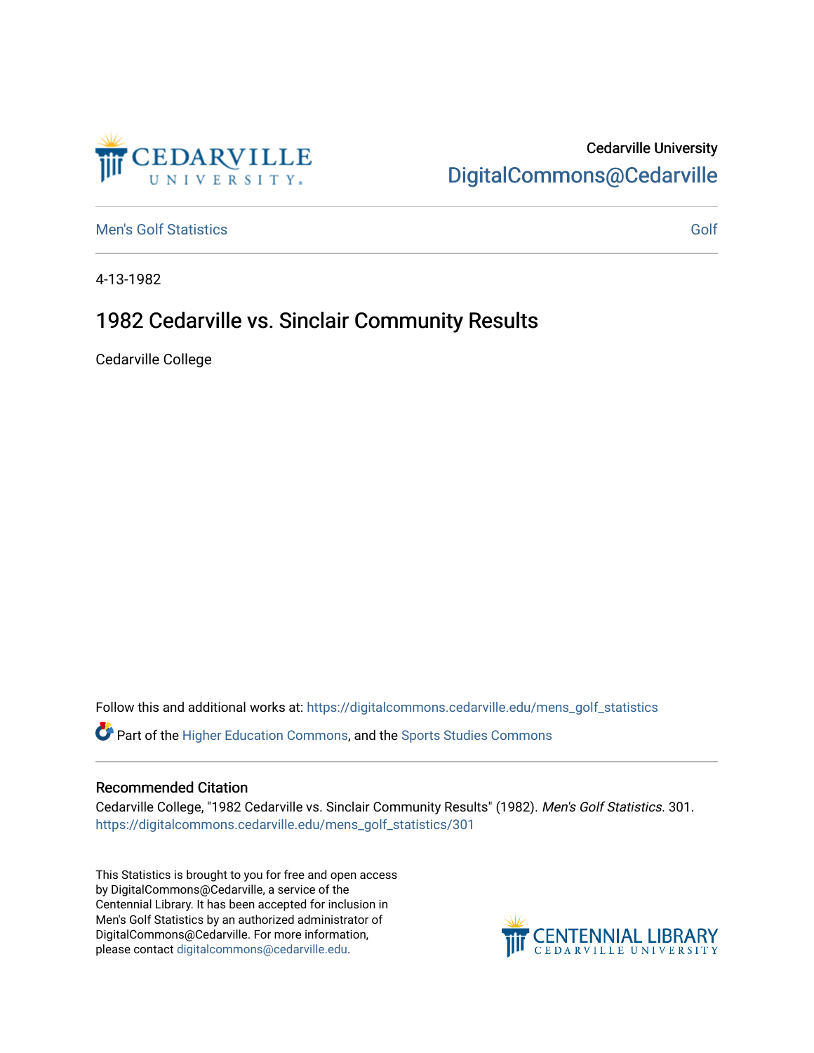Cedarville University

DigitalCommons@Cedarville

Men's Golf Statistics

Golf

4-13-1982

# 1982 Cedarville vs. Sinclair Community Results

Cedarville College

Follow this and additional works at: https://digitalcommons.cedarville.edu/mens_golf_statistics

Part of the Higher Education Commons, and the Sports Studies Commons

## Recommended Citation

Cedarville College, "1982 Cedarville vs. Sinclair Community Results" (1982). *Men's Golf Statistics*. 301.
https://digitalcommons.cedarville.edu/mens_golf_statistics/301

This Statistics is brought to you for free and open access by DigitalCommons@Cedarville, a service of the Centennial Library. It has been accepted for inclusion in Men's Golf Statistics by an authorized administrator of DigitalCommons@Cedarville. For more information, please contact digitalcommons@cedarville.edu.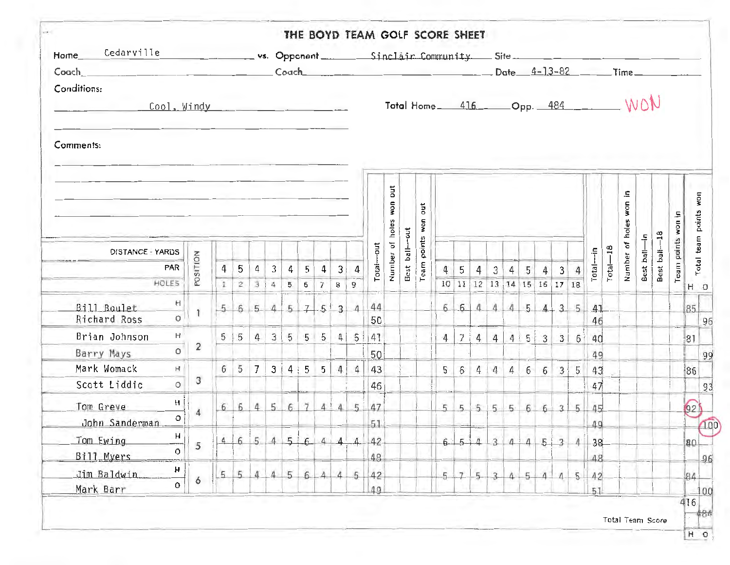# THE BOYD TEAM GOLF SCORE SHEET

Home: Cedarville vs. Opponent: Sinclair Community Site:

Coach: Coach: Date: 4-13-82 Time:

Conditions:

Cool, Windy

Total Home 416 Opp. 484 WON

Comments:

| DISTANCE - YARDS | | | | | | | | | | | | | | | | | | | | | | | | | | | | | | | | | |
|---|---|---|---|---|---|---|---|---|---|---|---|---|---|---|---|---|---|---|---|---|---|---|---|---|---|---|---|---|---|---|---|---|---|
| PAR | POSITION | 4 | 5 | 4 | 3 | 4 | 5 | 4 | 3 | 4 | Total—out | Number of holes won out | Best ball—out | Team points won out | 4 | 5 | 4 | 3 | 4 | 5 | 4 | 3 | 4 | Total—in | Total—18 | Number of holes won in | Best ball—in | Best ball—18 | Team points won in | Total team points won H | O |
| HOLES | | 1 | 2 | 3 | 4 | 5 | 6 | 7 | 8 | 9 | | | | | 10 | 11 | 12 | 13 | 14 | 15 | 16 | 17 | 18 | | | | | | | | |
| Bill Boulet H | 1 | 5 | 6 | 5 | 4 | 5 | 7 | 5 | 3 | 4 | 44 | | | | 6 | 6 | 4 | 4 | 4 | 5 | 4 | 3 | 5 | 41 | | | | | | 85 | |
| Richard Ross O | | | | | | | | | | | 50 | | | | | | | | | | | | | 46 | | | | | | | 96 |
| Brian Johnson H | 2 | 5 | 5 | 4 | 3 | 5 | 5 | 5 | 4 | 5 | 41 | | | | 4 | 7 | 4 | 4 | 4 | 5 | 3 | 3 | 6 | 40 | | | | | | 81 | |
| Barry Mays O | | | | | | | | | | | 50 | | | | | | | | | | | | | 49 | | | | | | | 99 |
| Mark Womack H | 3 | 6 | 5 | 7 | 3 | 4 | 5 | 5 | 4 | 4 | 43 | | | | 5 | 6 | 4 | 4 | 4 | 6 | 6 | 3 | 5 | 43 | | | | | | 86 | |
| Scott Liddic O | | | | | | | | | | | 46 | | | | | | | | | | | | | 47 | | | | | | | 93 |
| Tom Greve H | 4 | 6 | 6 | 4 | 5 | 6 | 7 | 4 | 4 | 5 | 47 | | | | 5 | 5 | 5 | 5 | 5 | 6 | 6 | 3 | 5 | 45 | | | | | | 92 | |
| John Sanderman O | | | | | | | | | | | 51 | | | | | | | | | | | | | 49 | | | | | | | 100 |
| Tom Ewing H | 5 | 4 | 6 | 5 | 4 | 5 | 6 | 4 | 4 | 4 | 42 | | | | 6 | 5 | 4 | 3 | 4 | 4 | 5 | 3 | 4 | 38 | | | | | | 80 | |
| Bill Myers O | | | | | | | | | | | 48 | | | | | | | | | | | | | 48 | | | | | | | 96 |
| Jim Baldwin H | 6 | 5 | 5 | 4 | 4 | 5 | 6 | 4 | 4 | 5 | 42 | | | | 5 | 7 | 5 | 3 | 4 | 5 | 4 | 4 | 5 | 42 | | | | | | 84 | |
| Mark Barr O | | | | | | | | | | | 49 | | | | | | | | | | | | | 51 | | | | | | | 100 |
| Total Team Score | | | | | | | | | | | | | | | | | | | | | | | | | | | | | | 416 | 484 |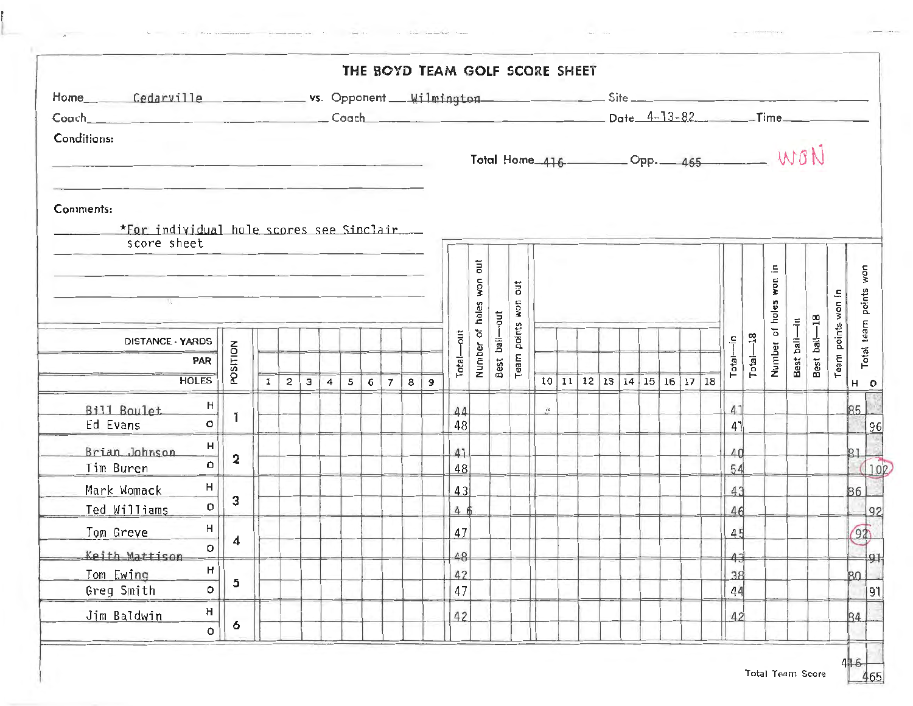# THE BOYD TEAM GOLF SCORE SHEET

Home Cedarville vs. Opponent Wilmington Site

Coach Coach Date 4-13-82 Time

Conditions:

Total Home 416 Opp. 465 WON

Comments:

*For individual hole scores see Sinclair score sheet

| Player | | Position | Total—out | Total—in | Total team points won H | Total team points won O |
|---|---|---|---|---|---|---|
| Bill Boulet | H | 1 | 44 | 41 | 85 | |
| Ed Evans | O | | 48 | 41 | | 96 |
| Brian Johnson | H | 2 | 41 | 40 | 81 | |
| Tim Buren | O | | 48 | 54 | | 102 |
| Mark Womack | H | 3 | 43 | 43 | 86 | |
| Ted Williams | O | | 46 | 46 | | 92 |
| Tom Greve | H | 4 | 47 | 45 | 92 | |
| Keith Mattison | O | | 48 | 43 | | 91 |
| Tom Ewing | H | 5 | 42 | 38 | 80 | |
| Greg Smith | O | | 47 | 44 | | 91 |
| Jim Baldwin | H | 6 | 42 | 42 | 84 | |
| | O | | | | | |

Total Team Score: H 416, O 465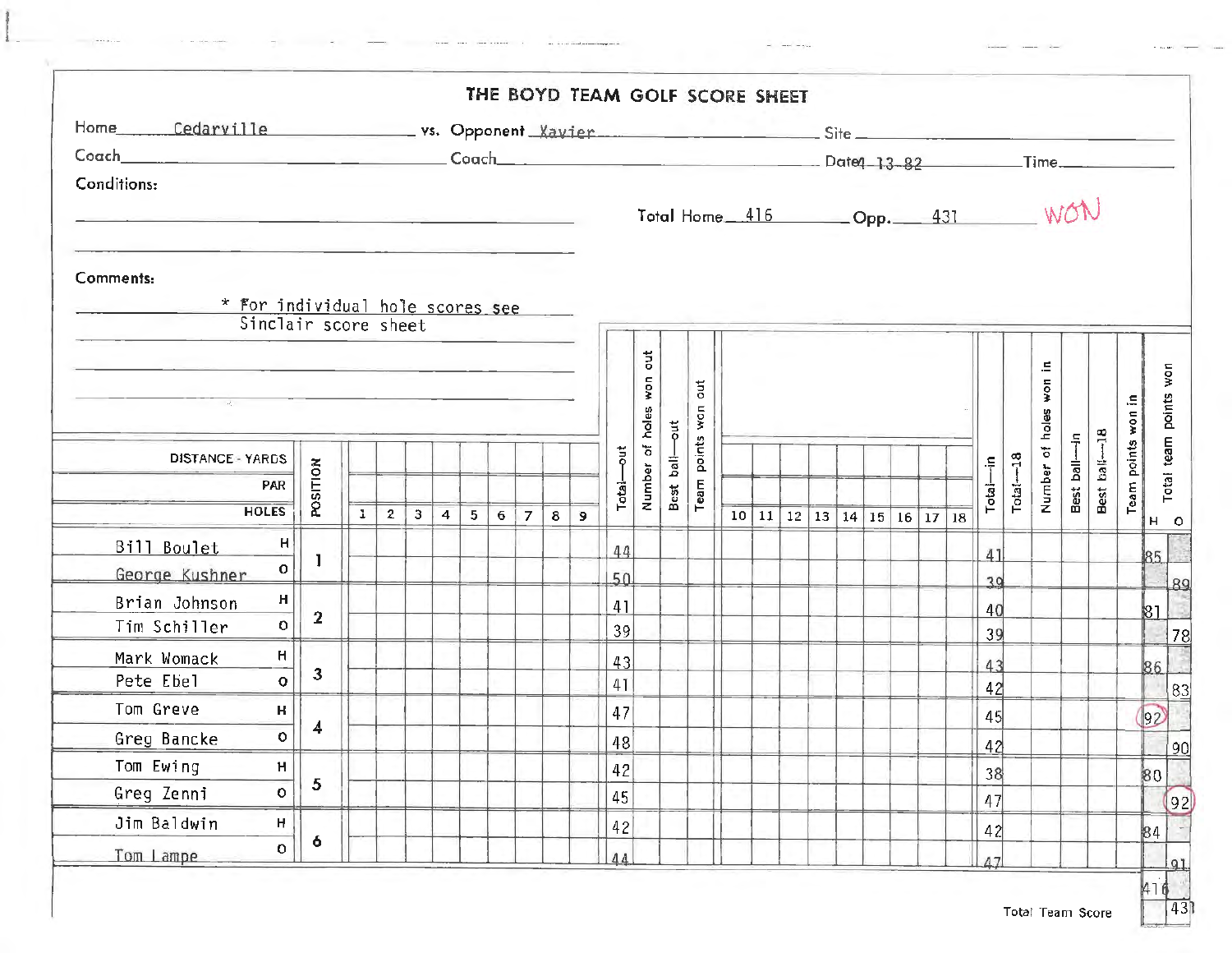# THE BOYD TEAM GOLF SCORE SHEET

Home Cedarville vs. Opponent Xavier Site

Coach Coach Date 4-13-82 Time

Conditions:

Total Home 416 Opp. 431 WON

Comments:

* For individual hole scores see Sinclair score sheet

| | H/O | POSITION | 1 | 2 | 3 | 4 | 5 | 6 | 7 | 8 | 9 | Total—out | Number of holes won out | Best ball—out | Team points won out | 10 | 11 | 12 | 13 | 14 | 15 | 16 | 17 | 18 | Total—in | Total—18 | Number of holes won in | Best ball—in | Best ball—18 | Team points won in | Total team points won H | Total team points won O |
|---|---|---|---|---|---|---|---|---|---|---|---|---|---|---|---|---|---|---|---|---|---|---|---|---|---|---|---|---|---|---|---|---|
| DISTANCE - YARDS | | | | | | | | | | | | | | | | | | | | | | | | | | | | | | | | |
| PAR | | | | | | | | | | | | | | | | | | | | | | | | | | | | | | | | |
| Bill Boulet | H | 1 | | | | | | | | | | 44 | | | | | | | | | | | | | 41 | | | | | | 85 | |
| George Kushner | O | | | | | | | | | | | 50 | | | | | | | | | | | | | 39 | | | | | | | 89 |
| Brian Johnson | H | 2 | | | | | | | | | | 41 | | | | | | | | | | | | | 40 | | | | | | 81 | |
| Tim Schiller | O | | | | | | | | | | | 39 | | | | | | | | | | | | | 39 | | | | | | | 78 |
| Mark Womack | H | 3 | | | | | | | | | | 43 | | | | | | | | | | | | | 43 | | | | | | 86 | |
| Pete Ebel | O | | | | | | | | | | | 41 | | | | | | | | | | | | | 42 | | | | | | | 83 |
| Tom Greve | H | 4 | | | | | | | | | | 47 | | | | | | | | | | | | | 45 | | | | | | (92) | |
| Greg Bancke | O | | | | | | | | | | | 48 | | | | | | | | | | | | | 42 | | | | | | | 90 |
| Tom Ewing | H | 5 | | | | | | | | | | 42 | | | | | | | | | | | | | 38 | | | | | | 80 | |
| Greg Zenni | O | | | | | | | | | | | 45 | | | | | | | | | | | | | 47 | | | | | | | (92) |
| Jim Baldwin | H | 6 | | | | | | | | | | 42 | | | | | | | | | | | | | 42 | | | | | | 84 | |
| Tom Lampe | O | | | | | | | | | | | 44 | | | | | | | | | | | | | 47 | | | | | | | 91 |
| Total Team Score | | | | | | | | | | | | | | | | | | | | | | | | | | | | | | | 416 | 431 |